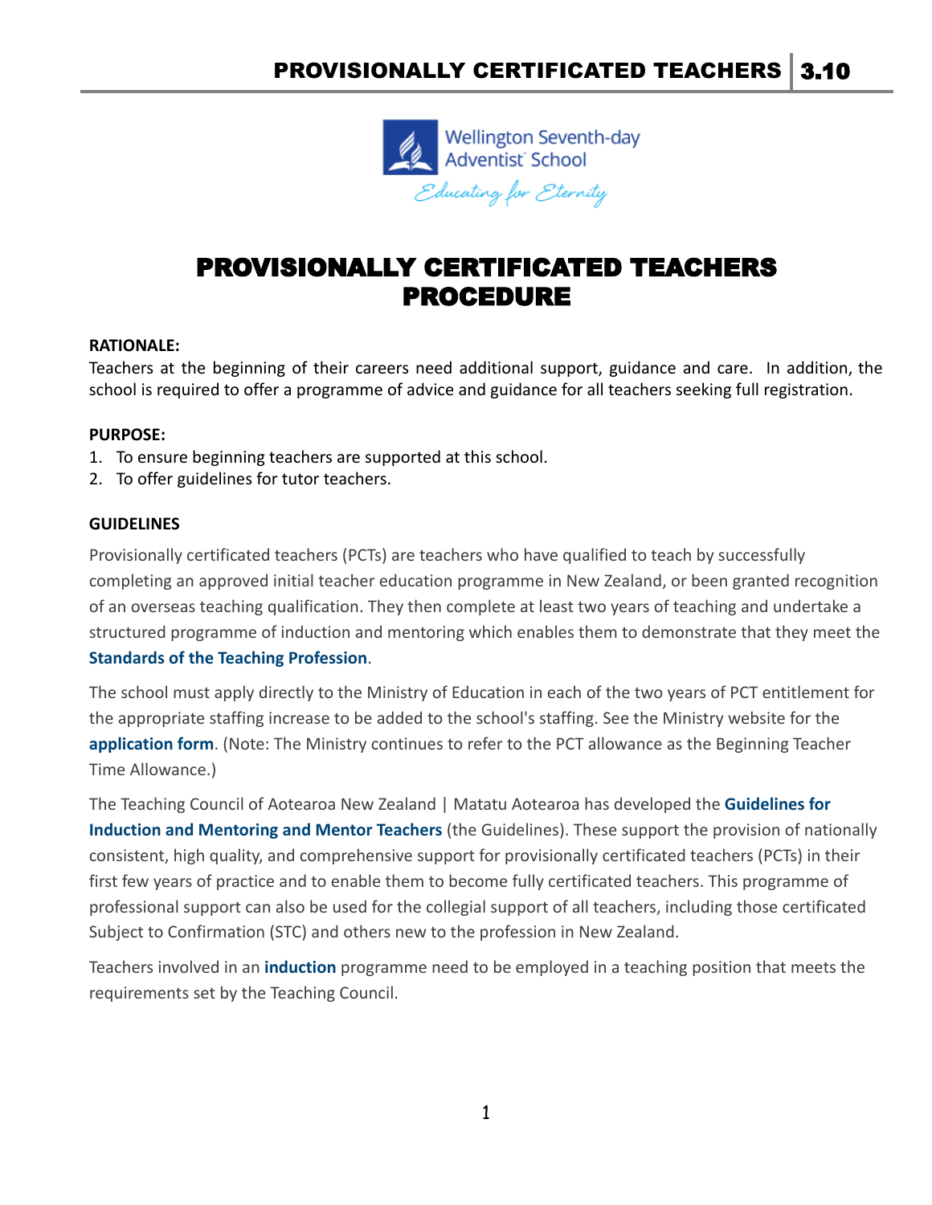# PROVISIONALLY CERTIFICATED TEACHERS PROCEDURE

**RATIONALE:**

Teachers at the beginning of their careers need additional support, guidance and care. In addition, the school is required to offer a programme of advice and guidance for all teachers seeking full registration.

**PURPOSE:**

1. To ensure beginning teachers are supported at this school.
2. To offer guidelines for tutor teachers.

**GUIDELINES**

Provisionally certificated teachers (PCTs) are teachers who have qualified to teach by successfully completing an approved initial teacher education programme in New Zealand, or been granted recognition of an overseas teaching qualification. They then complete at least two years of teaching and undertake a structured programme of induction and mentoring which enables them to demonstrate that they meet the **Standards of the Teaching Profession**.

The school must apply directly to the Ministry of Education in each of the two years of PCT entitlement for the appropriate staffing increase to be added to the school's staffing. See the Ministry website for the **application form**. (Note: The Ministry continues to refer to the PCT allowance as the Beginning Teacher Time Allowance.)

The Teaching Council of Aotearoa New Zealand | Matatu Aotearoa has developed the **Guidelines for Induction and Mentoring and Mentor Teachers** (the Guidelines). These support the provision of nationally consistent, high quality, and comprehensive support for provisionally certificated teachers (PCTs) in their first few years of practice and to enable them to become fully certificated teachers. This programme of professional support can also be used for the collegial support of all teachers, including those certificated Subject to Confirmation (STC) and others new to the profession in New Zealand.

Teachers involved in an **induction** programme need to be employed in a teaching position that meets the requirements set by the Teaching Council.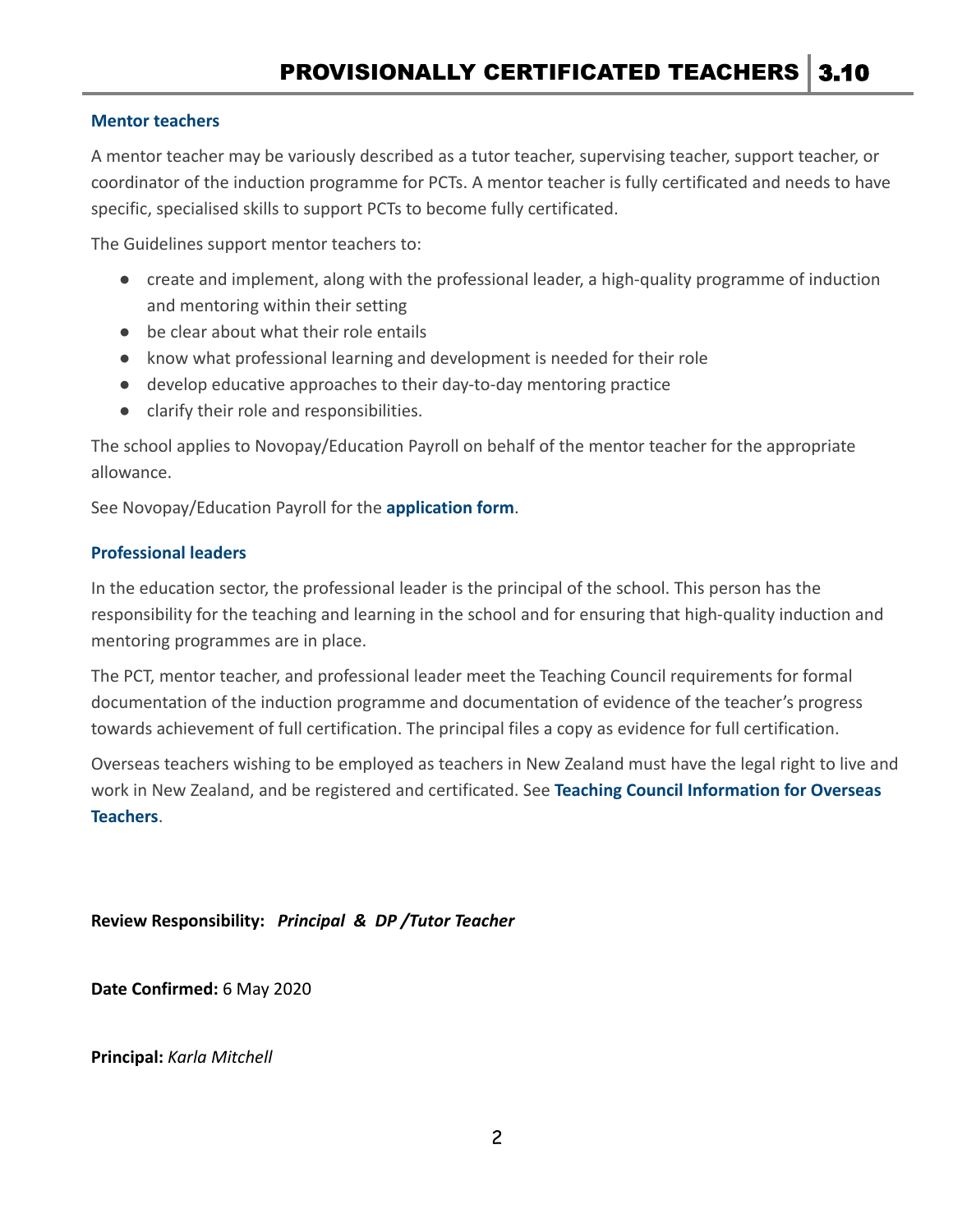### Mentor teachers

A mentor teacher may be variously described as a tutor teacher, supervising teacher, support teacher, or coordinator of the induction programme for PCTs. A mentor teacher is fully certificated and needs to have specific, specialised skills to support PCTs to become fully certificated.

The Guidelines support mentor teachers to:

- create and implement, along with the professional leader, a high-quality programme of induction and mentoring within their setting
- be clear about what their role entails
- know what professional learning and development is needed for their role
- develop educative approaches to their day-to-day mentoring practice
- clarify their role and responsibilities.

The school applies to Novopay/Education Payroll on behalf of the mentor teacher for the appropriate allowance.

See Novopay/Education Payroll for the **application form**.

### Professional leaders

In the education sector, the professional leader is the principal of the school. This person has the responsibility for the teaching and learning in the school and for ensuring that high-quality induction and mentoring programmes are in place.

The PCT, mentor teacher, and professional leader meet the Teaching Council requirements for formal documentation of the induction programme and documentation of evidence of the teacher's progress towards achievement of full certification. The principal files a copy as evidence for full certification.

Overseas teachers wishing to be employed as teachers in New Zealand must have the legal right to live and work in New Zealand, and be registered and certificated. See **Teaching Council Information for Overseas Teachers**.

**Review Responsibility:** ***Principal & DP /Tutor Teacher***

**Date Confirmed:** 6 May 2020

**Principal:** *Karla Mitchell*